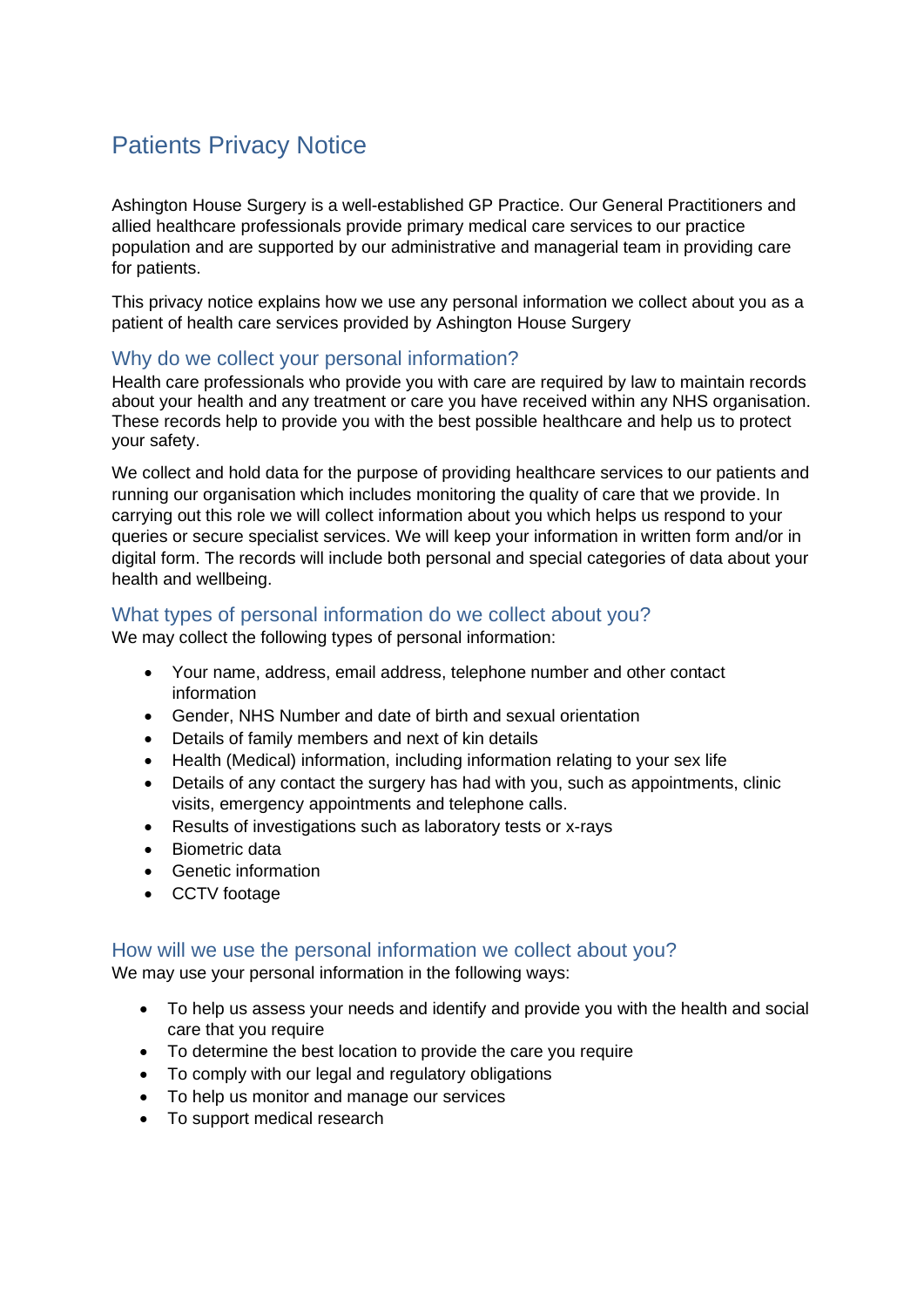# Patients Privacy Notice

Ashington House Surgery is a well-established GP Practice. Our General Practitioners and allied healthcare professionals provide primary medical care services to our practice population and are supported by our administrative and managerial team in providing care for patients.

This privacy notice explains how we use any personal information we collect about you as a patient of health care services provided by Ashington House Surgery

## Why do we collect your personal information?

Health care professionals who provide you with care are required by law to maintain records about your health and any treatment or care you have received within any NHS organisation. These records help to provide you with the best possible healthcare and help us to protect your safety.

We collect and hold data for the purpose of providing healthcare services to our patients and running our organisation which includes monitoring the quality of care that we provide. In carrying out this role we will collect information about you which helps us respond to your queries or secure specialist services. We will keep your information in written form and/or in digital form. The records will include both personal and special categories of data about your health and wellbeing.

## What types of personal information do we collect about you?

We may collect the following types of personal information:

- Your name, address, email address, telephone number and other contact information
- Gender, NHS Number and date of birth and sexual orientation
- Details of family members and next of kin details
- Health (Medical) information, including information relating to your sex life
- Details of any contact the surgery has had with you, such as appointments, clinic visits, emergency appointments and telephone calls.
- Results of investigations such as laboratory tests or x-rays
- Biometric data
- Genetic information
- CCTV footage

## How will we use the personal information we collect about you?

We may use your personal information in the following ways:

- To help us assess your needs and identify and provide you with the health and social care that you require
- To determine the best location to provide the care you require
- To comply with our legal and regulatory obligations
- To help us monitor and manage our services
- To support medical research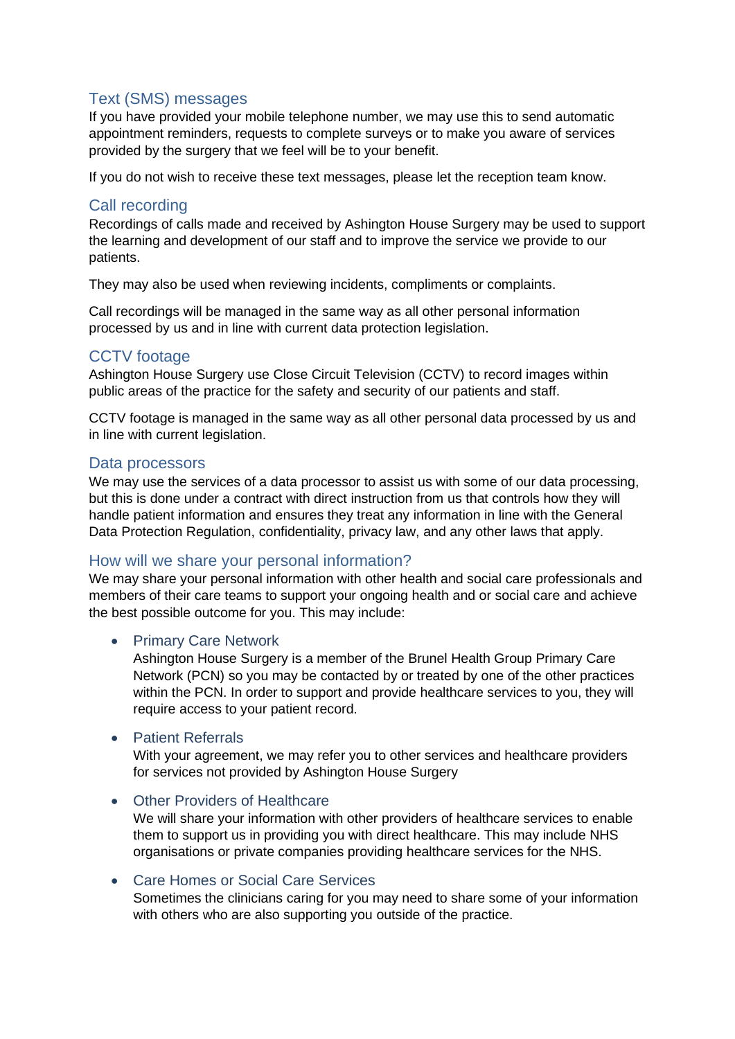## Text (SMS) messages

If you have provided your mobile telephone number, we may use this to send automatic appointment reminders, requests to complete surveys or to make you aware of services provided by the surgery that we feel will be to your benefit.

If you do not wish to receive these text messages, please let the reception team know.

## Call recording

Recordings of calls made and received by Ashington House Surgery may be used to support the learning and development of our staff and to improve the service we provide to our patients.

They may also be used when reviewing incidents, compliments or complaints.

Call recordings will be managed in the same way as all other personal information processed by us and in line with current data protection legislation.

## CCTV footage

Ashington House Surgery use Close Circuit Television (CCTV) to record images within public areas of the practice for the safety and security of our patients and staff.

CCTV footage is managed in the same way as all other personal data processed by us and in line with current legislation.

## Data processors

We may use the services of a data processor to assist us with some of our data processing, but this is done under a contract with direct instruction from us that controls how they will handle patient information and ensures they treat any information in line with the General Data Protection Regulation, confidentiality, privacy law, and any other laws that apply.

## How will we share your personal information?

We may share your personal information with other health and social care professionals and members of their care teams to support your ongoing health and or social care and achieve the best possible outcome for you. This may include:

- **Primary Care Network**
  Ashington House Surgery is a member of the Brunel Health Group Primary Care Network (PCN) so you may be contacted by or treated by one of the other practices within the PCN. In order to support and provide healthcare services to you, they will require access to your patient record.

- **Patient Referrals**
  With your agreement, we may refer you to other services and healthcare providers for services not provided by Ashington House Surgery

- **Other Providers of Healthcare**
  We will share your information with other providers of healthcare services to enable them to support us in providing you with direct healthcare. This may include NHS organisations or private companies providing healthcare services for the NHS.

- **Care Homes or Social Care Services**
  Sometimes the clinicians caring for you may need to share some of your information with others who are also supporting you outside of the practice.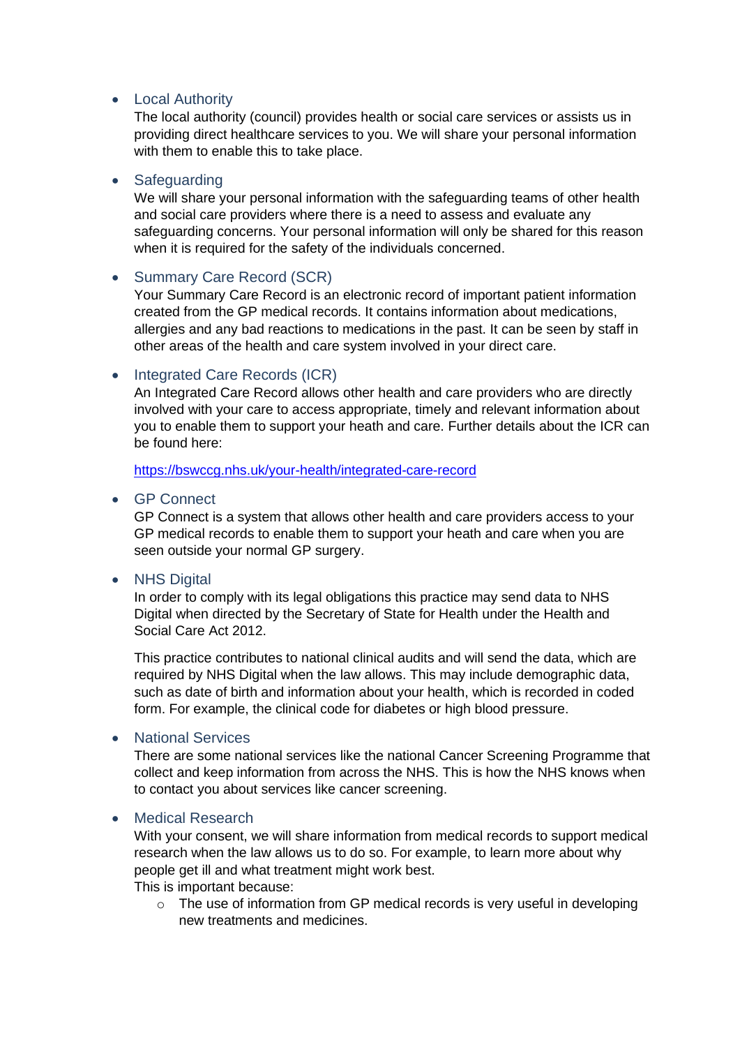- Local Authority
  The local authority (council) provides health or social care services or assists us in providing direct healthcare services to you. We will share your personal information with them to enable this to take place.

- Safeguarding
  We will share your personal information with the safeguarding teams of other health and social care providers where there is a need to assess and evaluate any safeguarding concerns. Your personal information will only be shared for this reason when it is required for the safety of the individuals concerned.

- Summary Care Record (SCR)
  Your Summary Care Record is an electronic record of important patient information created from the GP medical records. It contains information about medications, allergies and any bad reactions to medications in the past. It can be seen by staff in other areas of the health and care system involved in your direct care.

- Integrated Care Records (ICR)
  An Integrated Care Record allows other health and care providers who are directly involved with your care to access appropriate, timely and relevant information about you to enable them to support your heath and care. Further details about the ICR can be found here:

  https://bswccg.nhs.uk/your-health/integrated-care-record

- GP Connect
  GP Connect is a system that allows other health and care providers access to your GP medical records to enable them to support your heath and care when you are seen outside your normal GP surgery.

- NHS Digital
  In order to comply with its legal obligations this practice may send data to NHS Digital when directed by the Secretary of State for Health under the Health and Social Care Act 2012.

  This practice contributes to national clinical audits and will send the data, which are required by NHS Digital when the law allows. This may include demographic data, such as date of birth and information about your health, which is recorded in coded form. For example, the clinical code for diabetes or high blood pressure.

- National Services
  There are some national services like the national Cancer Screening Programme that collect and keep information from across the NHS. This is how the NHS knows when to contact you about services like cancer screening.

- Medical Research
  With your consent, we will share information from medical records to support medical research when the law allows us to do so. For example, to learn more about why people get ill and what treatment might work best.
  This is important because:
  - The use of information from GP medical records is very useful in developing new treatments and medicines.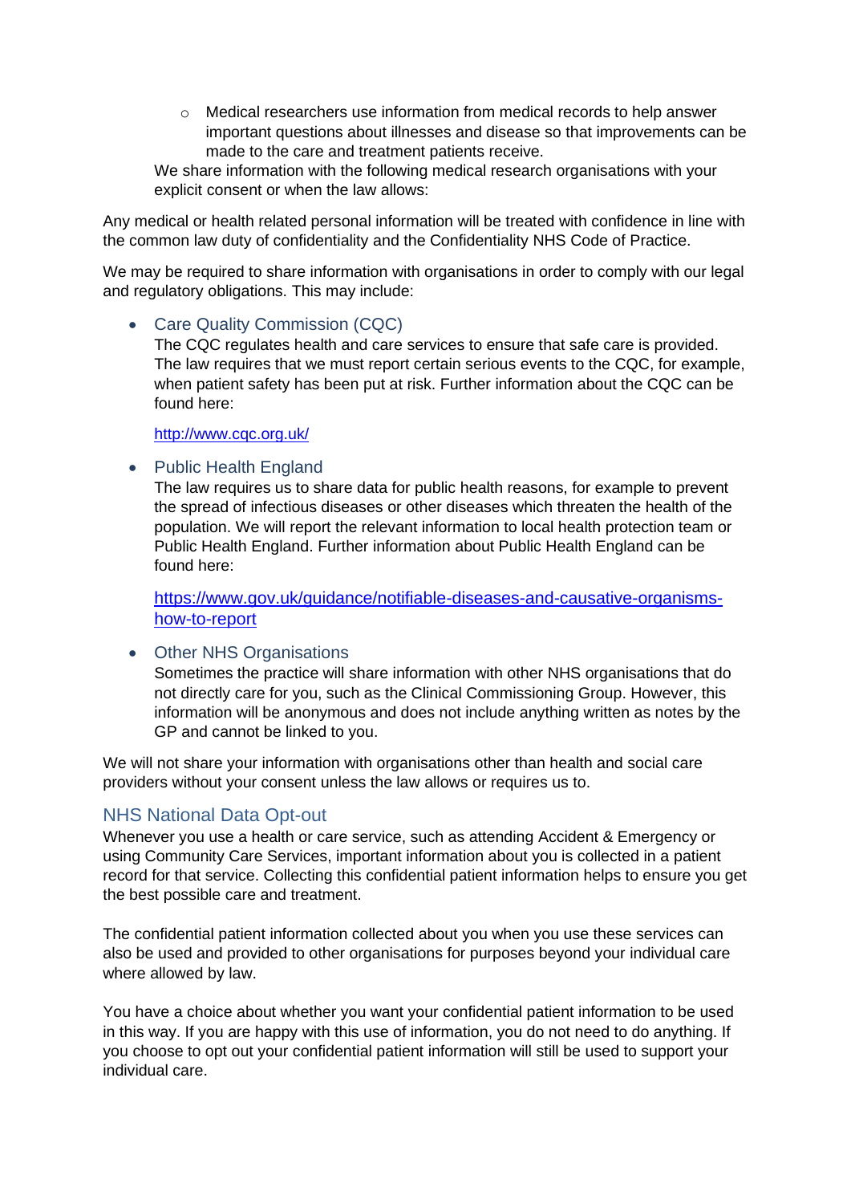- Medical researchers use information from medical records to help answer important questions about illnesses and disease so that improvements can be made to the care and treatment patients receive.

  We share information with the following medical research organisations with your explicit consent or when the law allows:

Any medical or health related personal information will be treated with confidence in line with the common law duty of confidentiality and the Confidentiality NHS Code of Practice.

We may be required to share information with organisations in order to comply with our legal and regulatory obligations. This may include:

- Care Quality Commission (CQC)
  The CQC regulates health and care services to ensure that safe care is provided. The law requires that we must report certain serious events to the CQC, for example, when patient safety has been put at risk. Further information about the CQC can be found here:

  http://www.cqc.org.uk/

- Public Health England
  The law requires us to share data for public health reasons, for example to prevent the spread of infectious diseases or other diseases which threaten the health of the population. We will report the relevant information to local health protection team or Public Health England. Further information about Public Health England can be found here:

  https://www.gov.uk/guidance/notifiable-diseases-and-causative-organisms-how-to-report

- Other NHS Organisations
  Sometimes the practice will share information with other NHS organisations that do not directly care for you, such as the Clinical Commissioning Group. However, this information will be anonymous and does not include anything written as notes by the GP and cannot be linked to you.

We will not share your information with organisations other than health and social care providers without your consent unless the law allows or requires us to.

## NHS National Data Opt-out

Whenever you use a health or care service, such as attending Accident & Emergency or using Community Care Services, important information about you is collected in a patient record for that service. Collecting this confidential patient information helps to ensure you get the best possible care and treatment.

The confidential patient information collected about you when you use these services can also be used and provided to other organisations for purposes beyond your individual care where allowed by law.

You have a choice about whether you want your confidential patient information to be used in this way. If you are happy with this use of information, you do not need to do anything. If you choose to opt out your confidential patient information will still be used to support your individual care.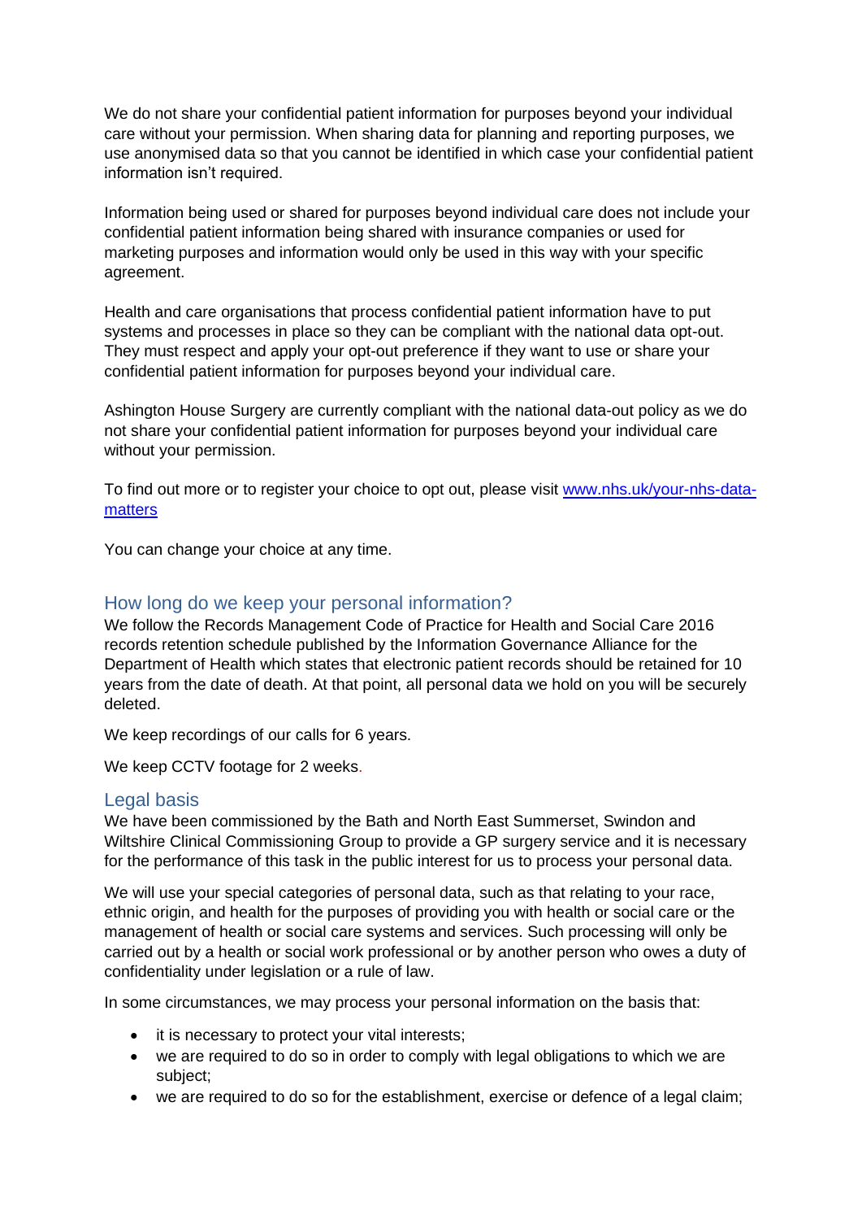We do not share your confidential patient information for purposes beyond your individual care without your permission. When sharing data for planning and reporting purposes, we use anonymised data so that you cannot be identified in which case your confidential patient information isn't required.

Information being used or shared for purposes beyond individual care does not include your confidential patient information being shared with insurance companies or used for marketing purposes and information would only be used in this way with your specific agreement.

Health and care organisations that process confidential patient information have to put systems and processes in place so they can be compliant with the national data opt-out. They must respect and apply your opt-out preference if they want to use or share your confidential patient information for purposes beyond your individual care.

Ashington House Surgery are currently compliant with the national data-out policy as we do not share your confidential patient information for purposes beyond your individual care without your permission.

To find out more or to register your choice to opt out, please visit [www.nhs.uk/your-nhs-data-matters](www.nhs.uk/your-nhs-data-matters)

You can change your choice at any time.

## How long do we keep your personal information?

We follow the Records Management Code of Practice for Health and Social Care 2016 records retention schedule published by the Information Governance Alliance for the Department of Health which states that electronic patient records should be retained for 10 years from the date of death. At that point, all personal data we hold on you will be securely deleted.

We keep recordings of our calls for 6 years.

We keep CCTV footage for 2 weeks.

## Legal basis

We have been commissioned by the Bath and North East Summerset, Swindon and Wiltshire Clinical Commissioning Group to provide a GP surgery service and it is necessary for the performance of this task in the public interest for us to process your personal data.

We will use your special categories of personal data, such as that relating to your race, ethnic origin, and health for the purposes of providing you with health or social care or the management of health or social care systems and services. Such processing will only be carried out by a health or social work professional or by another person who owes a duty of confidentiality under legislation or a rule of law.

In some circumstances, we may process your personal information on the basis that:

- it is necessary to protect your vital interests;
- we are required to do so in order to comply with legal obligations to which we are subject;
- we are required to do so for the establishment, exercise or defence of a legal claim;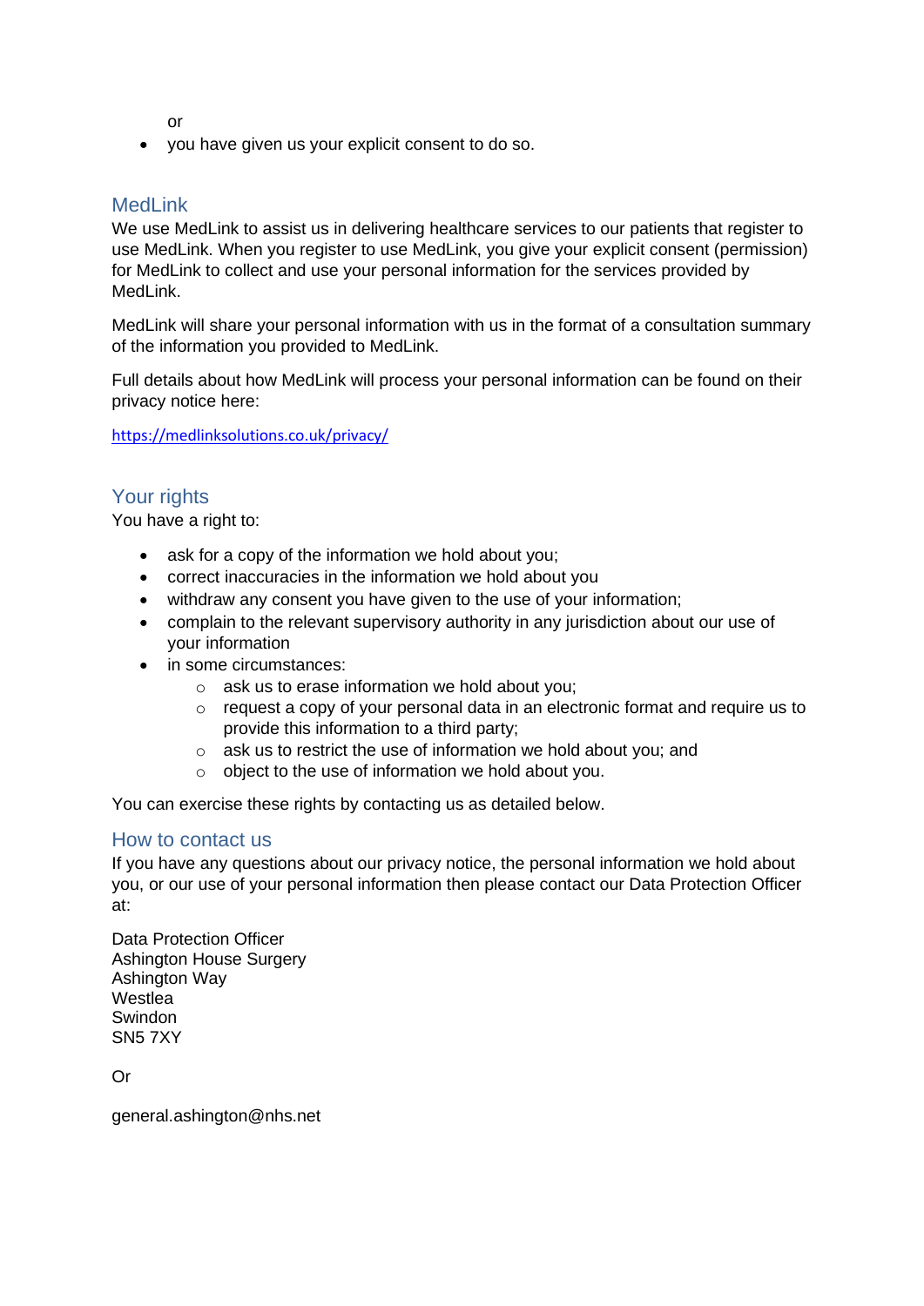or

- you have given us your explicit consent to do so.

## MedLink

We use MedLink to assist us in delivering healthcare services to our patients that register to use MedLink. When you register to use MedLink, you give your explicit consent (permission) for MedLink to collect and use your personal information for the services provided by MedLink.

MedLink will share your personal information with us in the format of a consultation summary of the information you provided to MedLink.

Full details about how MedLink will process your personal information can be found on their privacy notice here:

https://medlinksolutions.co.uk/privacy/

## Your rights

You have a right to:

- ask for a copy of the information we hold about you;
- correct inaccuracies in the information we hold about you
- withdraw any consent you have given to the use of your information;
- complain to the relevant supervisory authority in any jurisdiction about our use of your information
- in some circumstances:
  - ask us to erase information we hold about you;
  - request a copy of your personal data in an electronic format and require us to provide this information to a third party;
  - ask us to restrict the use of information we hold about you; and
  - object to the use of information we hold about you.

You can exercise these rights by contacting us as detailed below.

## How to contact us

If you have any questions about our privacy notice, the personal information we hold about you, or our use of your personal information then please contact our Data Protection Officer at:

Data Protection Officer
Ashington House Surgery
Ashington Way
Westlea
Swindon
SN5 7XY

Or

general.ashington@nhs.net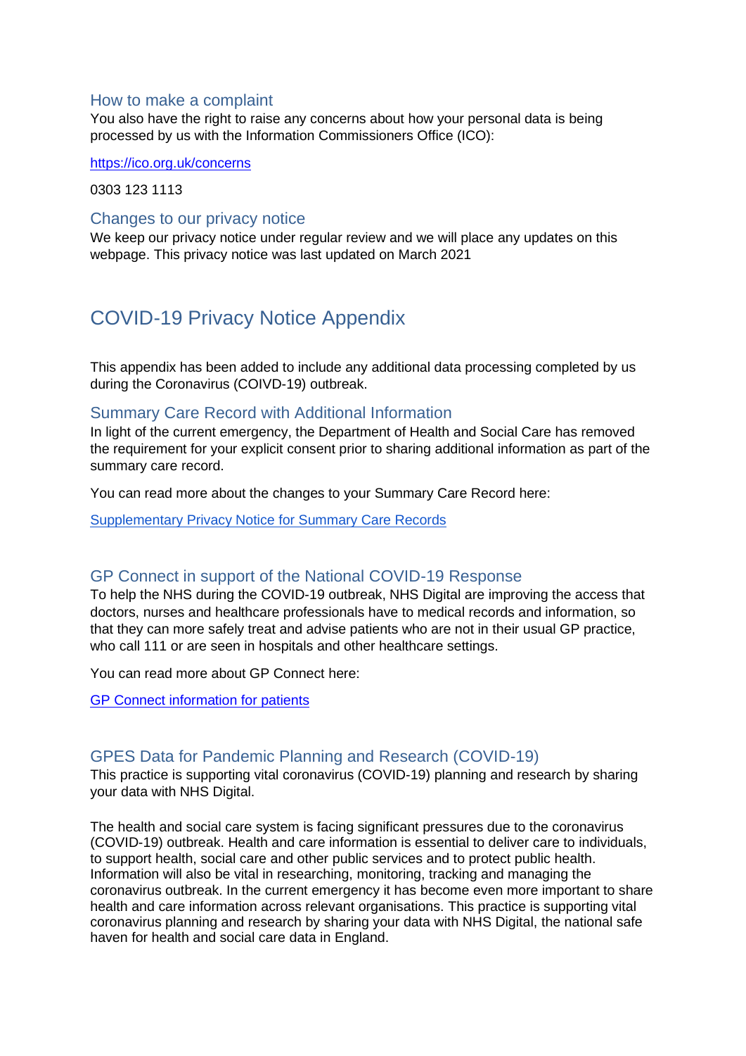## How to make a complaint

You also have the right to raise any concerns about how your personal data is being processed by us with the Information Commissioners Office (ICO):

https://ico.org.uk/concerns

0303 123 1113

## Changes to our privacy notice

We keep our privacy notice under regular review and we will place any updates on this webpage. This privacy notice was last updated on March 2021

# COVID-19 Privacy Notice Appendix

This appendix has been added to include any additional data processing completed by us during the Coronavirus (COIVD-19) outbreak.

## Summary Care Record with Additional Information

In light of the current emergency, the Department of Health and Social Care has removed the requirement for your explicit consent prior to sharing additional information as part of the summary care record.

You can read more about the changes to your Summary Care Record here:

Supplementary Privacy Notice for Summary Care Records

## GP Connect in support of the National COVID-19 Response

To help the NHS during the COVID-19 outbreak, NHS Digital are improving the access that doctors, nurses and healthcare professionals have to medical records and information, so that they can more safely treat and advise patients who are not in their usual GP practice, who call 111 or are seen in hospitals and other healthcare settings.

You can read more about GP Connect here:

GP Connect information for patients

## GPES Data for Pandemic Planning and Research (COVID-19)

This practice is supporting vital coronavirus (COVID-19) planning and research by sharing your data with NHS Digital.

The health and social care system is facing significant pressures due to the coronavirus (COVID-19) outbreak. Health and care information is essential to deliver care to individuals, to support health, social care and other public services and to protect public health. Information will also be vital in researching, monitoring, tracking and managing the coronavirus outbreak. In the current emergency it has become even more important to share health and care information across relevant organisations. This practice is supporting vital coronavirus planning and research by sharing your data with NHS Digital, the national safe haven for health and social care data in England.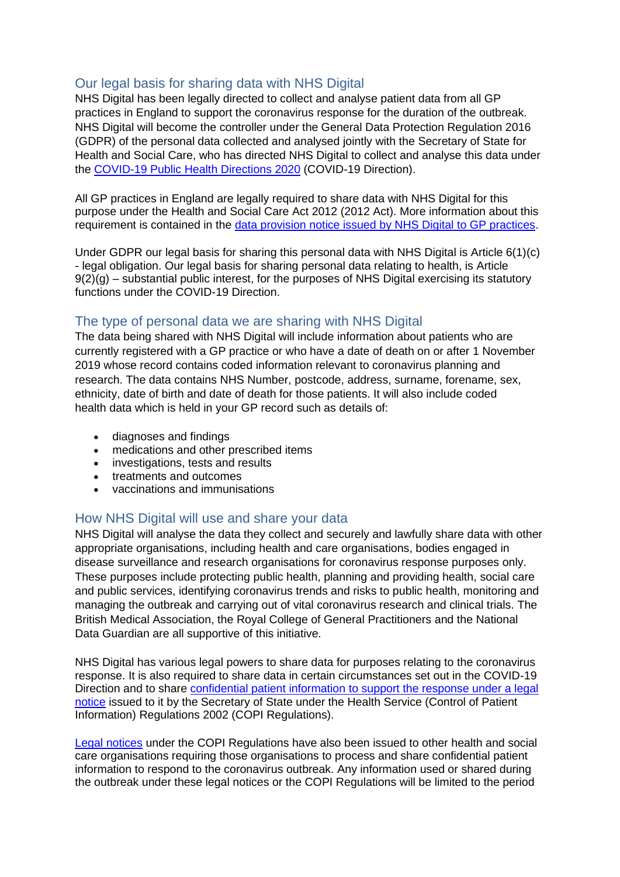## Our legal basis for sharing data with NHS Digital

NHS Digital has been legally directed to collect and analyse patient data from all GP practices in England to support the coronavirus response for the duration of the outbreak. NHS Digital will become the controller under the General Data Protection Regulation 2016 (GDPR) of the personal data collected and analysed jointly with the Secretary of State for Health and Social Care, who has directed NHS Digital to collect and analyse this data under the [COVID-19 Public Health Directions 2020](#) (COVID-19 Direction).

All GP practices in England are legally required to share data with NHS Digital for this purpose under the Health and Social Care Act 2012 (2012 Act). More information about this requirement is contained in the [data provision notice issued by NHS Digital to GP practices](#).

Under GDPR our legal basis for sharing this personal data with NHS Digital is Article 6(1)(c) - legal obligation. Our legal basis for sharing personal data relating to health, is Article 9(2)(g) – substantial public interest, for the purposes of NHS Digital exercising its statutory functions under the COVID-19 Direction.

## The type of personal data we are sharing with NHS Digital

The data being shared with NHS Digital will include information about patients who are currently registered with a GP practice or who have a date of death on or after 1 November 2019 whose record contains coded information relevant to coronavirus planning and research. The data contains NHS Number, postcode, address, surname, forename, sex, ethnicity, date of birth and date of death for those patients. It will also include coded health data which is held in your GP record such as details of:

- diagnoses and findings
- medications and other prescribed items
- investigations, tests and results
- treatments and outcomes
- vaccinations and immunisations

## How NHS Digital will use and share your data

NHS Digital will analyse the data they collect and securely and lawfully share data with other appropriate organisations, including health and care organisations, bodies engaged in disease surveillance and research organisations for coronavirus response purposes only. These purposes include protecting public health, planning and providing health, social care and public services, identifying coronavirus trends and risks to public health, monitoring and managing the outbreak and carrying out of vital coronavirus research and clinical trials. The British Medical Association, the Royal College of General Practitioners and the National Data Guardian are all supportive of this initiative.

NHS Digital has various legal powers to share data for purposes relating to the coronavirus response. It is also required to share data in certain circumstances set out in the COVID-19 Direction and to share [confidential patient information to support the response under a legal notice](#) issued to it by the Secretary of State under the Health Service (Control of Patient Information) Regulations 2002 (COPI Regulations).

[Legal notices](#) under the COPI Regulations have also been issued to other health and social care organisations requiring those organisations to process and share confidential patient information to respond to the coronavirus outbreak. Any information used or shared during the outbreak under these legal notices or the COPI Regulations will be limited to the period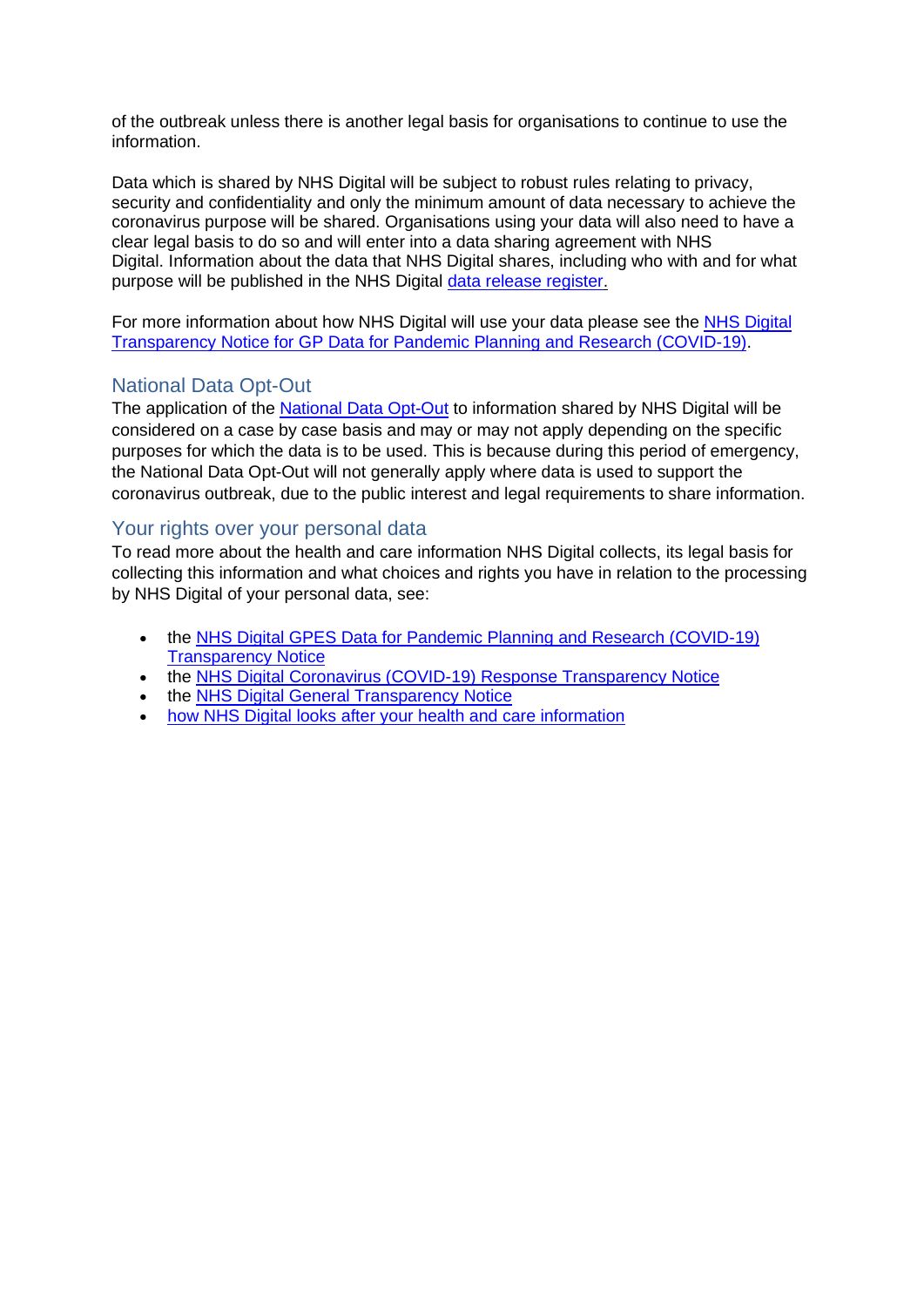of the outbreak unless there is another legal basis for organisations to continue to use the information.

Data which is shared by NHS Digital will be subject to robust rules relating to privacy, security and confidentiality and only the minimum amount of data necessary to achieve the coronavirus purpose will be shared. Organisations using your data will also need to have a clear legal basis to do so and will enter into a data sharing agreement with NHS Digital. Information about the data that NHS Digital shares, including who with and for what purpose will be published in the NHS Digital data release register.

For more information about how NHS Digital will use your data please see the NHS Digital Transparency Notice for GP Data for Pandemic Planning and Research (COVID-19).

## National Data Opt-Out

The application of the National Data Opt-Out to information shared by NHS Digital will be considered on a case by case basis and may or may not apply depending on the specific purposes for which the data is to be used. This is because during this period of emergency, the National Data Opt-Out will not generally apply where data is used to support the coronavirus outbreak, due to the public interest and legal requirements to share information.

## Your rights over your personal data

To read more about the health and care information NHS Digital collects, its legal basis for collecting this information and what choices and rights you have in relation to the processing by NHS Digital of your personal data, see:

- the NHS Digital GPES Data for Pandemic Planning and Research (COVID-19) Transparency Notice
- the NHS Digital Coronavirus (COVID-19) Response Transparency Notice
- the NHS Digital General Transparency Notice
- how NHS Digital looks after your health and care information